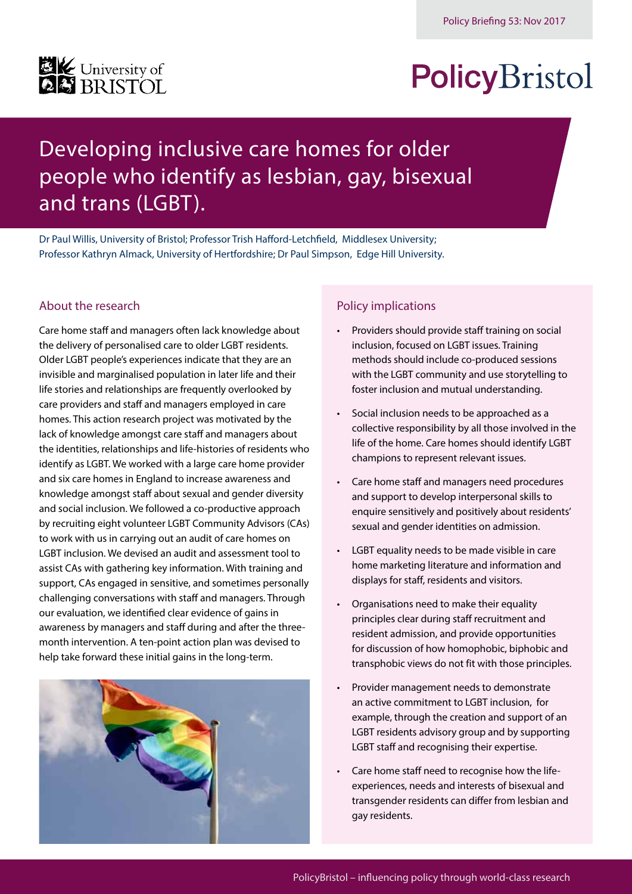Policy Briefing 53: Nov 2017

# Developing inclusive care homes for older people who identify as lesbian, gay, bisexual and trans (LGBT).

Dr Paul Willis, University of Bristol; Professor Trish Hafford-Letchfield, Middlesex University; Professor Kathryn Almack, University of Hertfordshire; Dr Paul Simpson, Edge Hill University.

## About the research

Care home staff and managers often lack knowledge about the delivery of personalised care to older LGBT residents. Older LGBT people's experiences indicate that they are an invisible and marginalised population in later life and their life stories and relationships are frequently overlooked by care providers and staff and managers employed in care homes. This action research project was motivated by the lack of knowledge amongst care staff and managers about the identities, relationships and life-histories of residents who identify as LGBT. We worked with a large care home provider and six care homes in England to increase awareness and knowledge amongst staff about sexual and gender diversity and social inclusion. We followed a co-productive approach by recruiting eight volunteer LGBT Community Advisors (CAs) to work with us in carrying out an audit of care homes on LGBT inclusion. We devised an audit and assessment tool to assist CAs with gathering key information. With training and support, CAs engaged in sensitive, and sometimes personally challenging conversations with staff and managers. Through our evaluation, we identified clear evidence of gains in awareness by managers and staff during and after the three-month intervention. A ten-point action plan was devised to help take forward these initial gains in the long-term.

## Policy implications

- Providers should provide staff training on social inclusion, focused on LGBT issues. Training methods should include co-produced sessions with the LGBT community and use storytelling to foster inclusion and mutual understanding.
- Social inclusion needs to be approached as a collective responsibility by all those involved in the life of the home. Care homes should identify LGBT champions to represent relevant issues.
- Care home staff and managers need procedures and support to develop interpersonal skills to enquire sensitively and positively about residents' sexual and gender identities on admission.
- LGBT equality needs to be made visible in care home marketing literature and information and displays for staff, residents and visitors.
- Organisations need to make their equality principles clear during staff recruitment and resident admission, and provide opportunities for discussion of how homophobic, biphobic and transphobic views do not fit with those principles.
- Provider management needs to demonstrate an active commitment to LGBT inclusion, for example, through the creation and support of an LGBT residents advisory group and by supporting LGBT staff and recognising their expertise.
- Care home staff need to recognise how the life-experiences, needs and interests of bisexual and transgender residents can differ from lesbian and gay residents.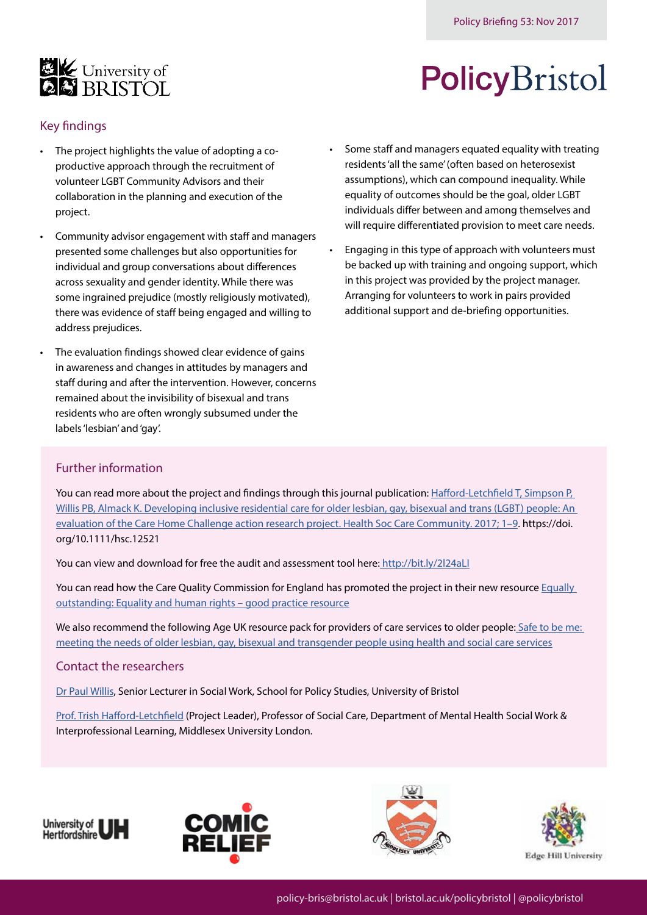## Key findings

- The project highlights the value of adopting a co-productive approach through the recruitment of volunteer LGBT Community Advisors and their collaboration in the planning and execution of the project.
- Community advisor engagement with staff and managers presented some challenges but also opportunities for individual and group conversations about differences across sexuality and gender identity. While there was some ingrained prejudice (mostly religiously motivated), there was evidence of staff being engaged and willing to address prejudices.
- The evaluation findings showed clear evidence of gains in awareness and changes in attitudes by managers and staff during and after the intervention. However, concerns remained about the invisibility of bisexual and trans residents who are often wrongly subsumed under the labels 'lesbian' and 'gay'.
- Some staff and managers equated equality with treating residents 'all the same' (often based on heterosexist assumptions), which can compound inequality. While equality of outcomes should be the goal, older LGBT individuals differ between and among themselves and will require differentiated provision to meet care needs.
- Engaging in this type of approach with volunteers must be backed up with training and ongoing support, which in this project was provided by the project manager. Arranging for volunteers to work in pairs provided additional support and de-briefing opportunities.

## Further information

You can read more about the project and findings through this journal publication: Hafford-Letchfield T, Simpson P, Willis PB, Almack K. Developing inclusive residential care for older lesbian, gay, bisexual and trans (LGBT) people: An evaluation of the Care Home Challenge action research project. Health Soc Care Community. 2017; 1–9. https://doi.org/10.1111/hsc.12521

You can view and download for free the audit and assessment tool here: http://bit.ly/2l24aLI

You can read how the Care Quality Commission for England has promoted the project in their new resource Equally outstanding: Equality and human rights – good practice resource

We also recommend the following Age UK resource pack for providers of care services to older people: Safe to be me: meeting the needs of older lesbian, gay, bisexual and transgender people using health and social care services

## Contact the researchers

Dr Paul Willis, Senior Lecturer in Social Work, School for Policy Studies, University of Bristol

Prof. Trish Hafford-Letchfield (Project Leader), Professor of Social Care, Department of Mental Health Social Work & Interprofessional Learning, Middlesex University London.

policy-bris@bristol.ac.uk | bristol.ac.uk/policybristol | @policybristol